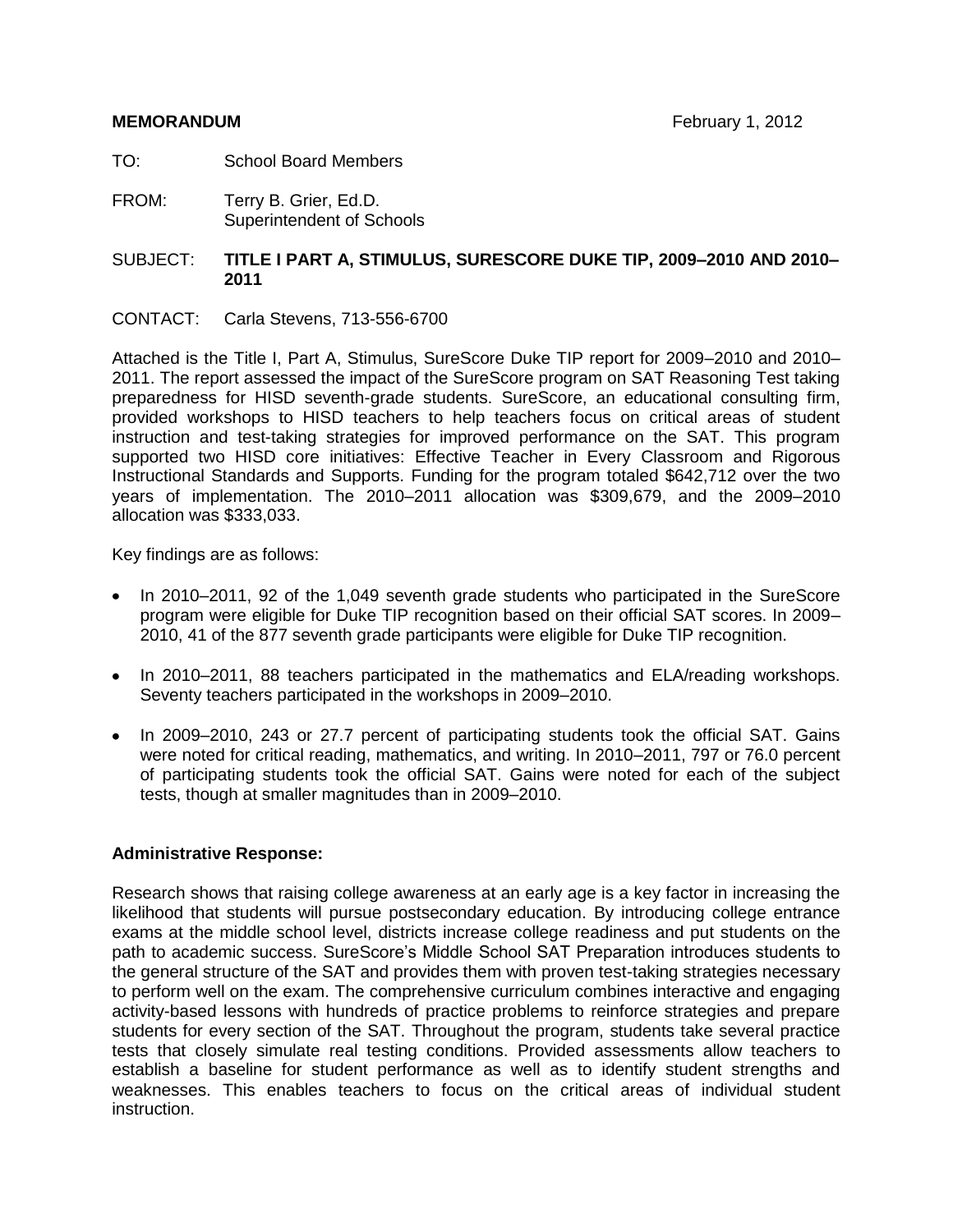**MEMORANDUM** February 1, 2012

TO: School Board Members

FROM: Terry B. Grier, Ed.D.
Superintendent of Schools

SUBJECT: **TITLE I PART A, STIMULUS, SURESCORE DUKE TIP, 2009–2010 AND 2010–2011**

CONTACT: Carla Stevens, 713-556-6700

Attached is the Title I, Part A, Stimulus, SureScore Duke TIP report for 2009–2010 and 2010–2011. The report assessed the impact of the SureScore program on SAT Reasoning Test taking preparedness for HISD seventh-grade students. SureScore, an educational consulting firm, provided workshops to HISD teachers to help teachers focus on critical areas of student instruction and test-taking strategies for improved performance on the SAT. This program supported two HISD core initiatives: Effective Teacher in Every Classroom and Rigorous Instructional Standards and Supports. Funding for the program totaled $642,712 over the two years of implementation. The 2010–2011 allocation was $309,679, and the 2009–2010 allocation was $333,033.

Key findings are as follows:

- In 2010–2011, 92 of the 1,049 seventh grade students who participated in the SureScore program were eligible for Duke TIP recognition based on their official SAT scores. In 2009–2010, 41 of the 877 seventh grade participants were eligible for Duke TIP recognition.
- In 2010–2011, 88 teachers participated in the mathematics and ELA/reading workshops. Seventy teachers participated in the workshops in 2009–2010.
- In 2009–2010, 243 or 27.7 percent of participating students took the official SAT. Gains were noted for critical reading, mathematics, and writing. In 2010–2011, 797 or 76.0 percent of participating students took the official SAT. Gains were noted for each of the subject tests, though at smaller magnitudes than in 2009–2010.

**Administrative Response:**

Research shows that raising college awareness at an early age is a key factor in increasing the likelihood that students will pursue postsecondary education. By introducing college entrance exams at the middle school level, districts increase college readiness and put students on the path to academic success. SureScore's Middle School SAT Preparation introduces students to the general structure of the SAT and provides them with proven test-taking strategies necessary to perform well on the exam. The comprehensive curriculum combines interactive and engaging activity-based lessons with hundreds of practice problems to reinforce strategies and prepare students for every section of the SAT. Throughout the program, students take several practice tests that closely simulate real testing conditions. Provided assessments allow teachers to establish a baseline for student performance as well as to identify student strengths and weaknesses. This enables teachers to focus on the critical areas of individual student instruction.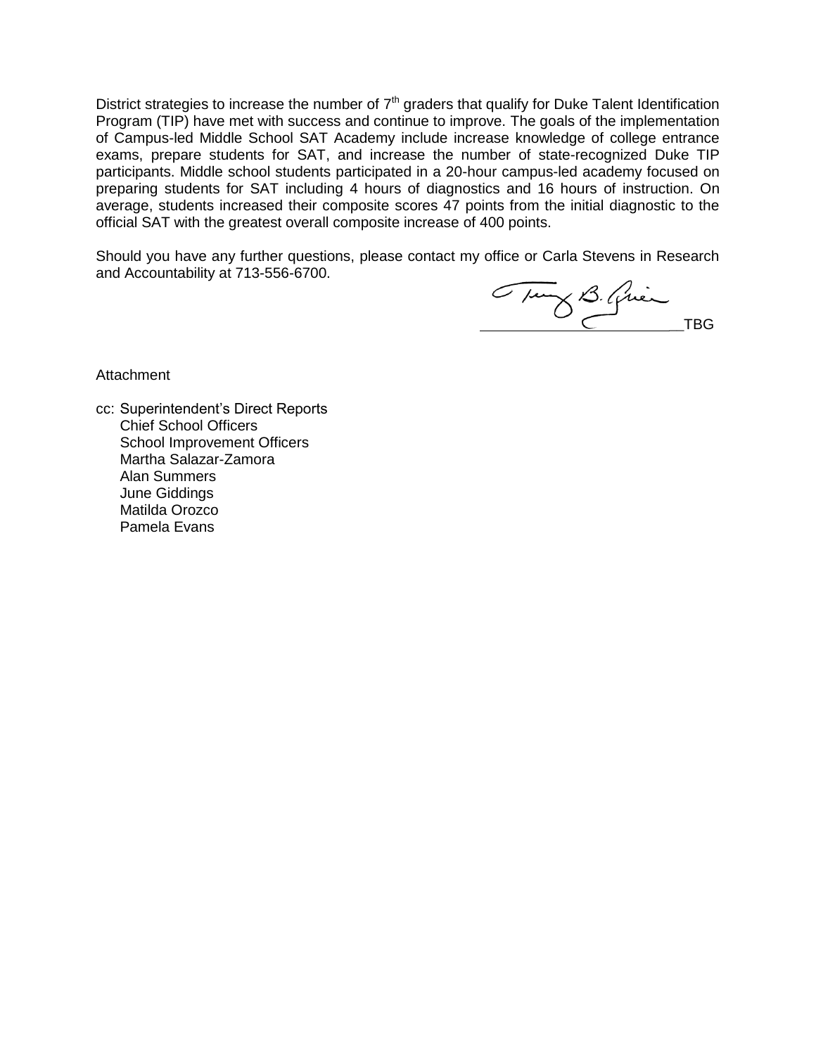District strategies to increase the number of 7th graders that qualify for Duke Talent Identification Program (TIP) have met with success and continue to improve. The goals of the implementation of Campus-led Middle School SAT Academy include increase knowledge of college entrance exams, prepare students for SAT, and increase the number of state-recognized Duke TIP participants. Middle school students participated in a 20-hour campus-led academy focused on preparing students for SAT including 4 hours of diagnostics and 16 hours of instruction. On average, students increased their composite scores 47 points from the initial diagnostic to the official SAT with the greatest overall composite increase of 400 points.

Should you have any further questions, please contact my office or Carla Stevens in Research and Accountability at 713-556-6700.

_______________________TBG

Attachment

cc: Superintendent's Direct Reports
Chief School Officers
School Improvement Officers
Martha Salazar-Zamora
Alan Summers
June Giddings
Matilda Orozco
Pamela Evans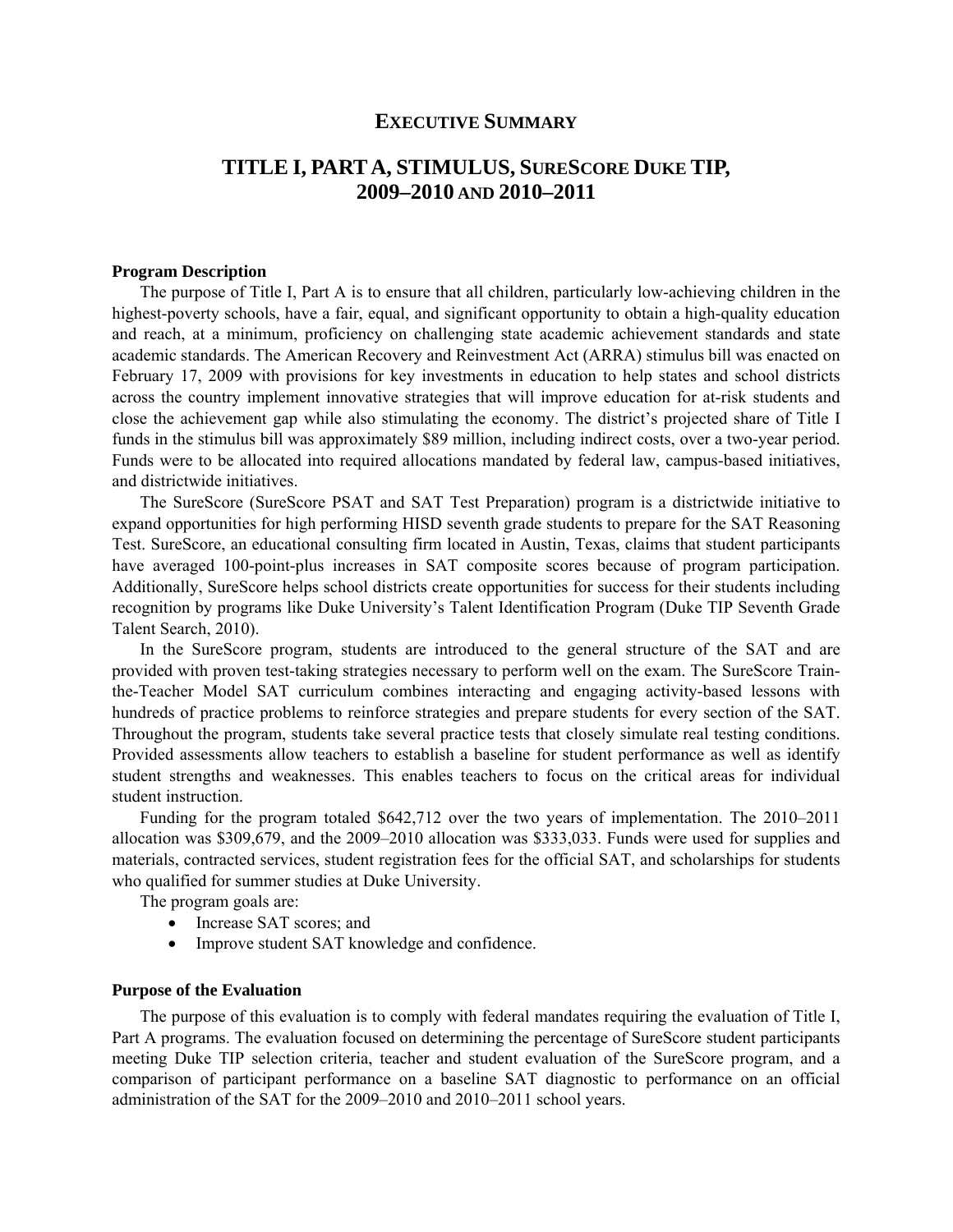# Executive Summary

# Title I, Part A, Stimulus, SureScore Duke TIP, 2009–2010 and 2010–2011

**Program Description**

The purpose of Title I, Part A is to ensure that all children, particularly low-achieving children in the highest-poverty schools, have a fair, equal, and significant opportunity to obtain a high-quality education and reach, at a minimum, proficiency on challenging state academic achievement standards and state academic standards. The American Recovery and Reinvestment Act (ARRA) stimulus bill was enacted on February 17, 2009 with provisions for key investments in education to help states and school districts across the country implement innovative strategies that will improve education for at-risk students and close the achievement gap while also stimulating the economy. The district's projected share of Title I funds in the stimulus bill was approximately $89 million, including indirect costs, over a two-year period. Funds were to be allocated into required allocations mandated by federal law, campus-based initiatives, and districtwide initiatives.

The SureScore (SureScore PSAT and SAT Test Preparation) program is a districtwide initiative to expand opportunities for high performing HISD seventh grade students to prepare for the SAT Reasoning Test. SureScore, an educational consulting firm located in Austin, Texas, claims that student participants have averaged 100-point-plus increases in SAT composite scores because of program participation. Additionally, SureScore helps school districts create opportunities for success for their students including recognition by programs like Duke University's Talent Identification Program (Duke TIP Seventh Grade Talent Search, 2010).

In the SureScore program, students are introduced to the general structure of the SAT and are provided with proven test-taking strategies necessary to perform well on the exam. The SureScore Train-the-Teacher Model SAT curriculum combines interacting and engaging activity-based lessons with hundreds of practice problems to reinforce strategies and prepare students for every section of the SAT. Throughout the program, students take several practice tests that closely simulate real testing conditions. Provided assessments allow teachers to establish a baseline for student performance as well as identify student strengths and weaknesses. This enables teachers to focus on the critical areas for individual student instruction.

Funding for the program totaled $642,712 over the two years of implementation. The 2010–2011 allocation was $309,679, and the 2009–2010 allocation was $333,033. Funds were used for supplies and materials, contracted services, student registration fees for the official SAT, and scholarships for students who qualified for summer studies at Duke University.

The program goals are:

- Increase SAT scores; and
- Improve student SAT knowledge and confidence.

**Purpose of the Evaluation**

The purpose of this evaluation is to comply with federal mandates requiring the evaluation of Title I, Part A programs. The evaluation focused on determining the percentage of SureScore student participants meeting Duke TIP selection criteria, teacher and student evaluation of the SureScore program, and a comparison of participant performance on a baseline SAT diagnostic to performance on an official administration of the SAT for the 2009–2010 and 2010–2011 school years.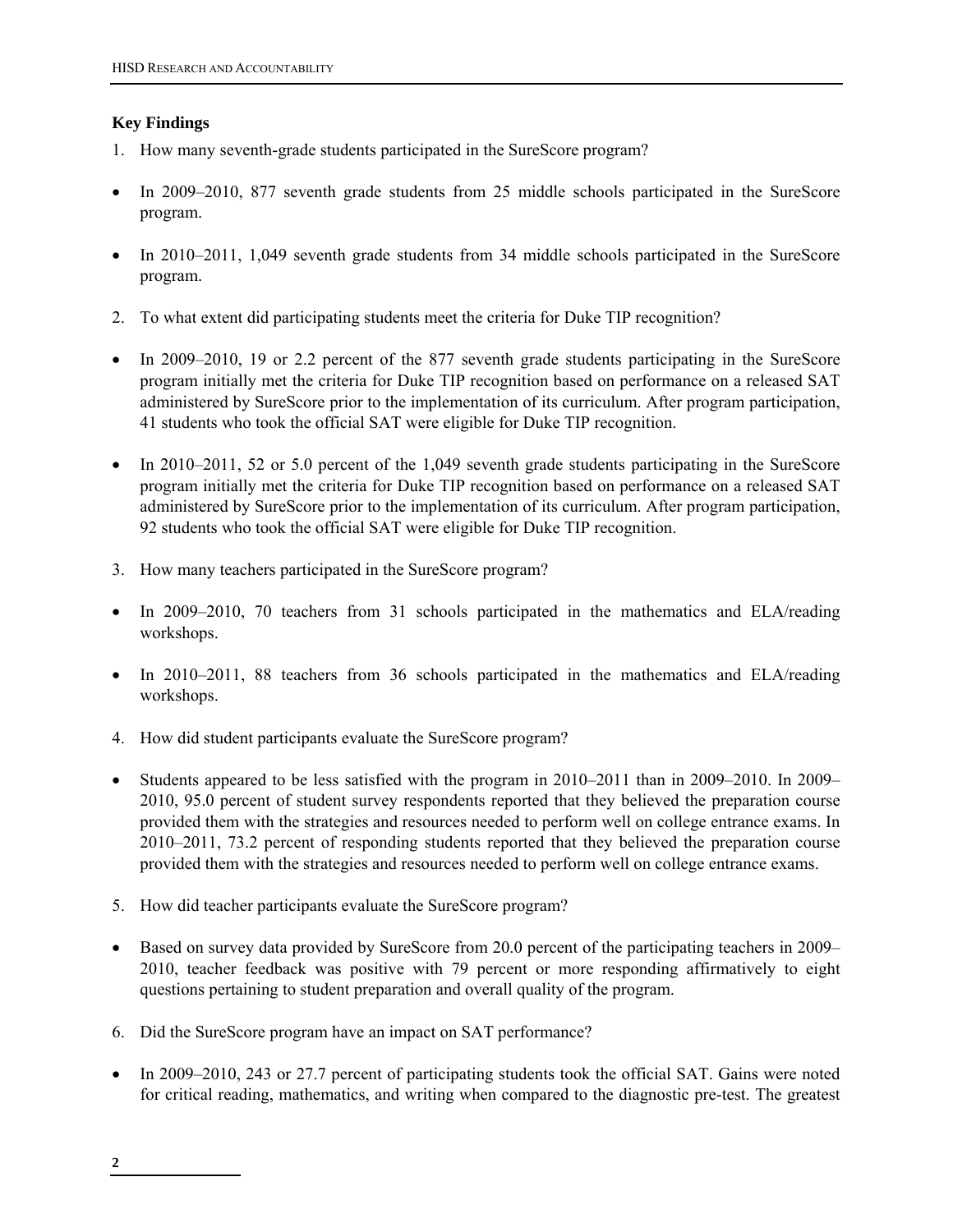**Key Findings**

1. How many seventh-grade students participated in the SureScore program?

- In 2009–2010, 877 seventh grade students from 25 middle schools participated in the SureScore program.
- In 2010–2011, 1,049 seventh grade students from 34 middle schools participated in the SureScore program.

2. To what extent did participating students meet the criteria for Duke TIP recognition?

- In 2009–2010, 19 or 2.2 percent of the 877 seventh grade students participating in the SureScore program initially met the criteria for Duke TIP recognition based on performance on a released SAT administered by SureScore prior to the implementation of its curriculum. After program participation, 41 students who took the official SAT were eligible for Duke TIP recognition.
- In 2010–2011, 52 or 5.0 percent of the 1,049 seventh grade students participating in the SureScore program initially met the criteria for Duke TIP recognition based on performance on a released SAT administered by SureScore prior to the implementation of its curriculum. After program participation, 92 students who took the official SAT were eligible for Duke TIP recognition.

3. How many teachers participated in the SureScore program?

- In 2009–2010, 70 teachers from 31 schools participated in the mathematics and ELA/reading workshops.
- In 2010–2011, 88 teachers from 36 schools participated in the mathematics and ELA/reading workshops.

4. How did student participants evaluate the SureScore program?

- Students appeared to be less satisfied with the program in 2010–2011 than in 2009–2010. In 2009–2010, 95.0 percent of student survey respondents reported that they believed the preparation course provided them with the strategies and resources needed to perform well on college entrance exams. In 2010–2011, 73.2 percent of responding students reported that they believed the preparation course provided them with the strategies and resources needed to perform well on college entrance exams.

5. How did teacher participants evaluate the SureScore program?

- Based on survey data provided by SureScore from 20.0 percent of the participating teachers in 2009–2010, teacher feedback was positive with 79 percent or more responding affirmatively to eight questions pertaining to student preparation and overall quality of the program.

6. Did the SureScore program have an impact on SAT performance?

- In 2009–2010, 243 or 27.7 percent of participating students took the official SAT. Gains were noted for critical reading, mathematics, and writing when compared to the diagnostic pre-test. The greatest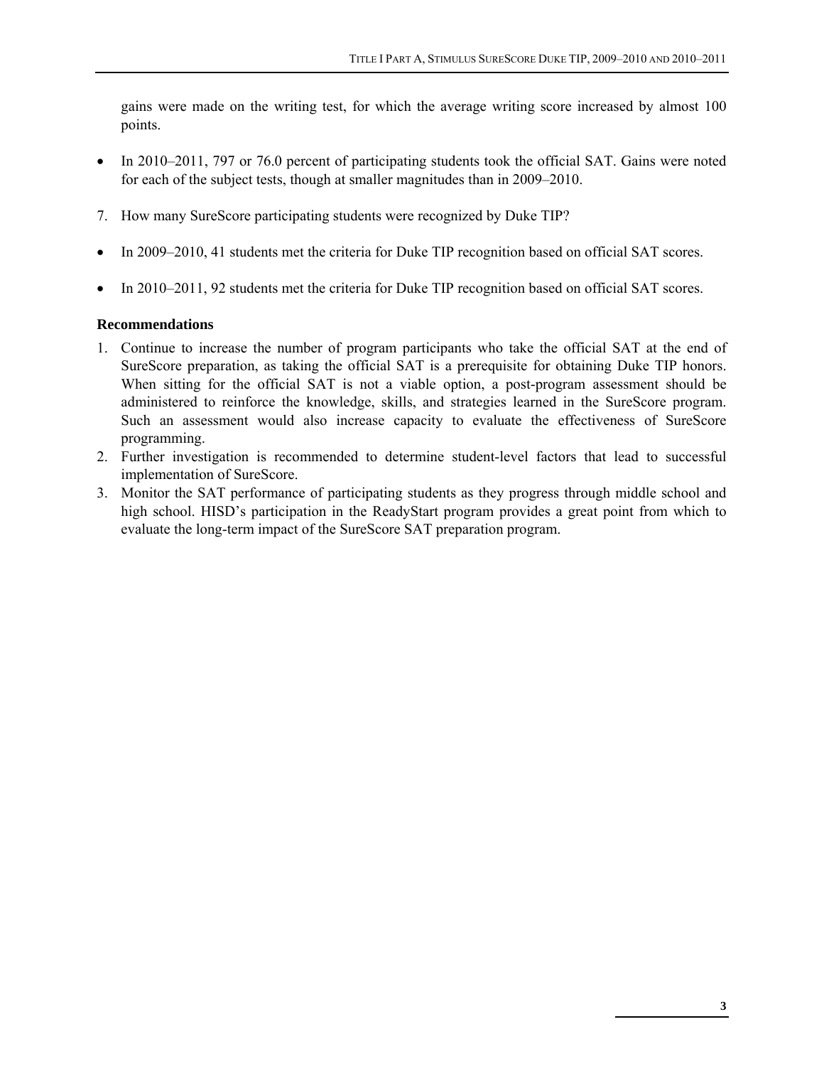gains were made on the writing test, for which the average writing score increased by almost 100 points.

- In 2010–2011, 797 or 76.0 percent of participating students took the official SAT. Gains were noted for each of the subject tests, though at smaller magnitudes than in 2009–2010.

7. How many SureScore participating students were recognized by Duke TIP?

- In 2009–2010, 41 students met the criteria for Duke TIP recognition based on official SAT scores.

- In 2010–2011, 92 students met the criteria for Duke TIP recognition based on official SAT scores.

**Recommendations**

1. Continue to increase the number of program participants who take the official SAT at the end of SureScore preparation, as taking the official SAT is a prerequisite for obtaining Duke TIP honors. When sitting for the official SAT is not a viable option, a post-program assessment should be administered to reinforce the knowledge, skills, and strategies learned in the SureScore program. Such an assessment would also increase capacity to evaluate the effectiveness of SureScore programming.
2. Further investigation is recommended to determine student-level factors that lead to successful implementation of SureScore.
3. Monitor the SAT performance of participating students as they progress through middle school and high school. HISD's participation in the ReadyStart program provides a great point from which to evaluate the long-term impact of the SureScore SAT preparation program.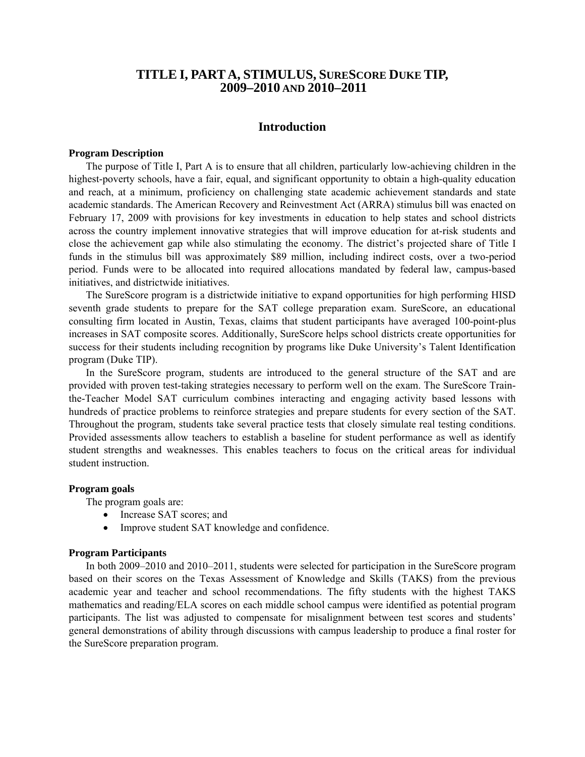# TITLE I, PART A, STIMULUS, SURESCORE DUKE TIP, 2009–2010 AND 2010–2011

## Introduction

### Program Description

The purpose of Title I, Part A is to ensure that all children, particularly low-achieving children in the highest-poverty schools, have a fair, equal, and significant opportunity to obtain a high-quality education and reach, at a minimum, proficiency on challenging state academic achievement standards and state academic standards. The American Recovery and Reinvestment Act (ARRA) stimulus bill was enacted on February 17, 2009 with provisions for key investments in education to help states and school districts across the country implement innovative strategies that will improve education for at-risk students and close the achievement gap while also stimulating the economy. The district's projected share of Title I funds in the stimulus bill was approximately $89 million, including indirect costs, over a two-period period. Funds were to be allocated into required allocations mandated by federal law, campus-based initiatives, and districtwide initiatives.

The SureScore program is a districtwide initiative to expand opportunities for high performing HISD seventh grade students to prepare for the SAT college preparation exam. SureScore, an educational consulting firm located in Austin, Texas, claims that student participants have averaged 100-point-plus increases in SAT composite scores. Additionally, SureScore helps school districts create opportunities for success for their students including recognition by programs like Duke University's Talent Identification program (Duke TIP).

In the SureScore program, students are introduced to the general structure of the SAT and are provided with proven test-taking strategies necessary to perform well on the exam. The SureScore Train-the-Teacher Model SAT curriculum combines interacting and engaging activity based lessons with hundreds of practice problems to reinforce strategies and prepare students for every section of the SAT. Throughout the program, students take several practice tests that closely simulate real testing conditions. Provided assessments allow teachers to establish a baseline for student performance as well as identify student strengths and weaknesses. This enables teachers to focus on the critical areas for individual student instruction.

### Program goals

The program goals are:

- Increase SAT scores; and
- Improve student SAT knowledge and confidence.

### Program Participants

In both 2009–2010 and 2010–2011, students were selected for participation in the SureScore program based on their scores on the Texas Assessment of Knowledge and Skills (TAKS) from the previous academic year and teacher and school recommendations. The fifty students with the highest TAKS mathematics and reading/ELA scores on each middle school campus were identified as potential program participants. The list was adjusted to compensate for misalignment between test scores and students' general demonstrations of ability through discussions with campus leadership to produce a final roster for the SureScore preparation program.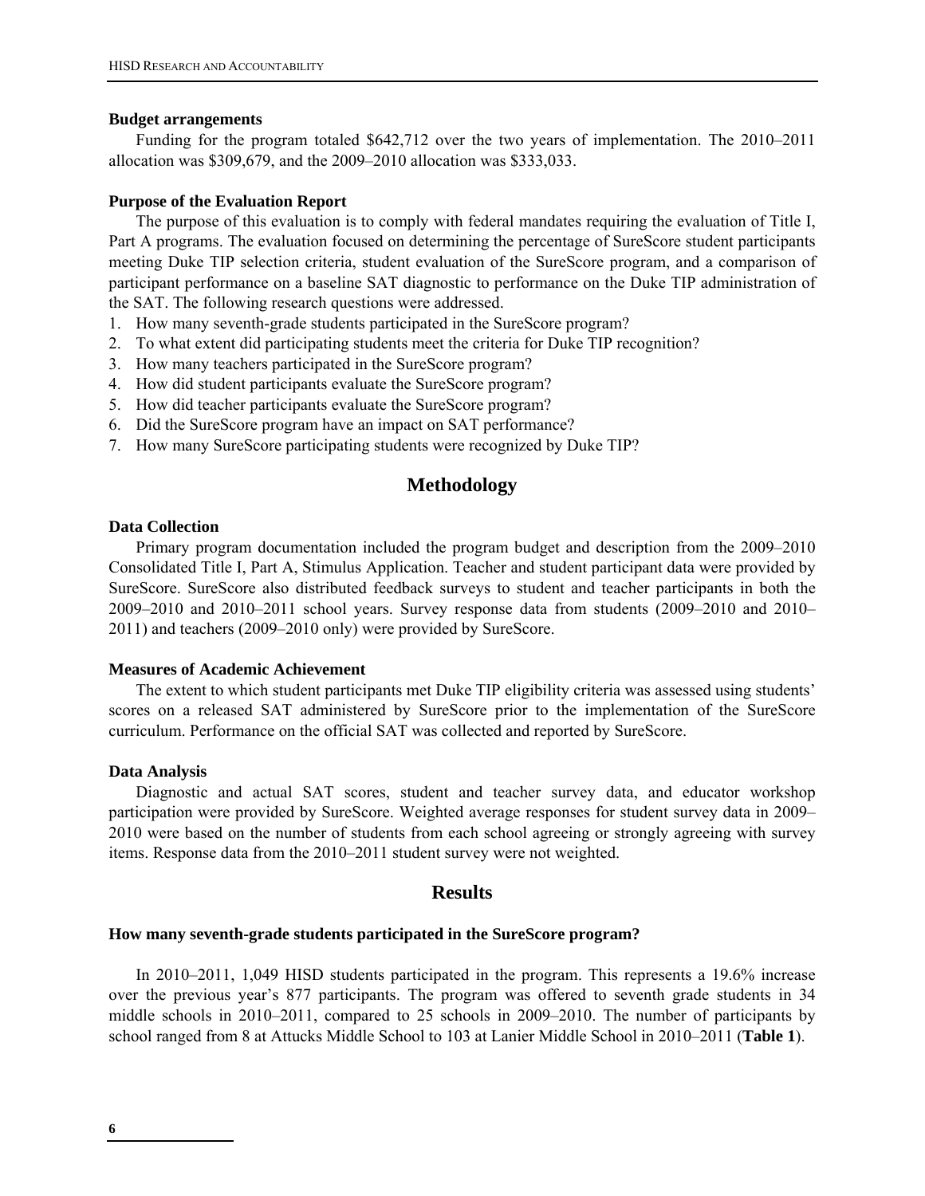**Budget arrangements**

Funding for the program totaled $642,712 over the two years of implementation. The 2010–2011 allocation was $309,679, and the 2009–2010 allocation was $333,033.

**Purpose of the Evaluation Report**

The purpose of this evaluation is to comply with federal mandates requiring the evaluation of Title I, Part A programs. The evaluation focused on determining the percentage of SureScore student participants meeting Duke TIP selection criteria, student evaluation of the SureScore program, and a comparison of participant performance on a baseline SAT diagnostic to performance on the Duke TIP administration of the SAT. The following research questions were addressed.

1. How many seventh-grade students participated in the SureScore program?
2. To what extent did participating students meet the criteria for Duke TIP recognition?
3. How many teachers participated in the SureScore program?
4. How did student participants evaluate the SureScore program?
5. How did teacher participants evaluate the SureScore program?
6. Did the SureScore program have an impact on SAT performance?
7. How many SureScore participating students were recognized by Duke TIP?

## Methodology

**Data Collection**

Primary program documentation included the program budget and description from the 2009–2010 Consolidated Title I, Part A, Stimulus Application. Teacher and student participant data were provided by SureScore. SureScore also distributed feedback surveys to student and teacher participants in both the 2009–2010 and 2010–2011 school years. Survey response data from students (2009–2010 and 2010–2011) and teachers (2009–2010 only) were provided by SureScore.

**Measures of Academic Achievement**

The extent to which student participants met Duke TIP eligibility criteria was assessed using students' scores on a released SAT administered by SureScore prior to the implementation of the SureScore curriculum. Performance on the official SAT was collected and reported by SureScore.

**Data Analysis**

Diagnostic and actual SAT scores, student and teacher survey data, and educator workshop participation were provided by SureScore. Weighted average responses for student survey data in 2009–2010 were based on the number of students from each school agreeing or strongly agreeing with survey items. Response data from the 2010–2011 student survey were not weighted.

## Results

**How many seventh-grade students participated in the SureScore program?**

In 2010–2011, 1,049 HISD students participated in the program. This represents a 19.6% increase over the previous year's 877 participants. The program was offered to seventh grade students in 34 middle schools in 2010–2011, compared to 25 schools in 2009–2010. The number of participants by school ranged from 8 at Attucks Middle School to 103 at Lanier Middle School in 2010–2011 (**Table 1**).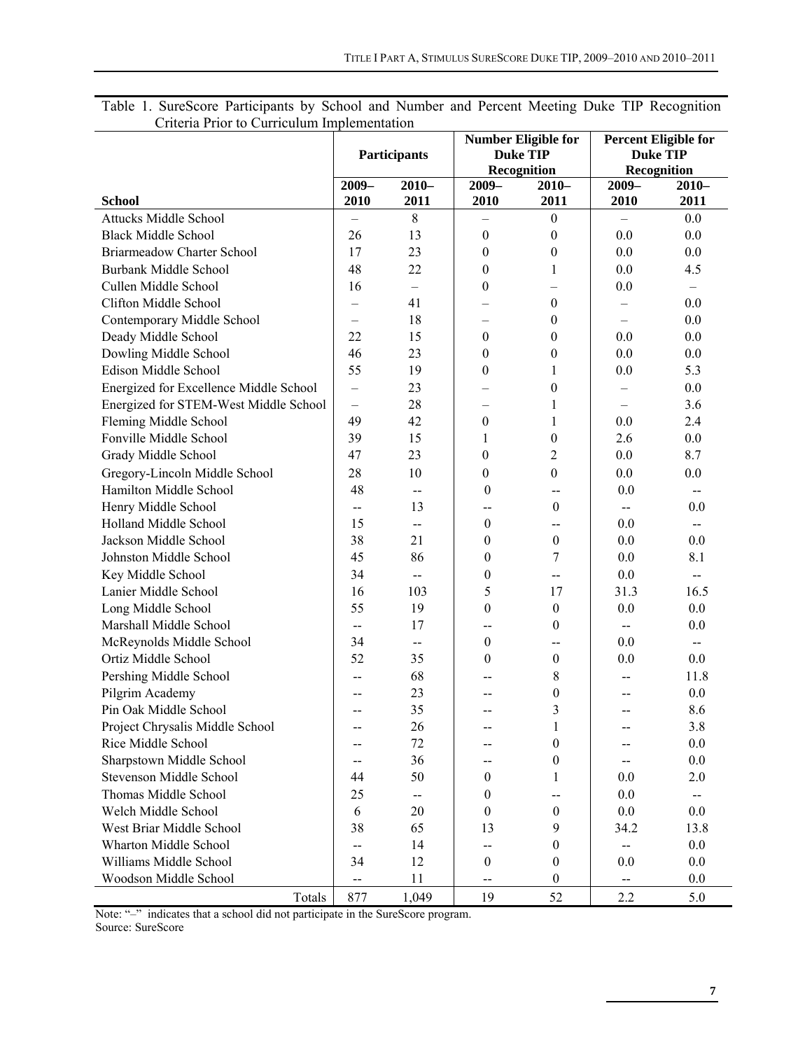Table 1. SureScore Participants by School and Number and Percent Meeting Duke TIP Recognition Criteria Prior to Curriculum Implementation

| | Participants | | Number Eligible for Duke TIP Recognition | | Percent Eligible for Duke TIP Recognition | |
|---|---|---|---|---|---|---|
| **School** | **2009–2010** | **2010–2011** | **2009–2010** | **2010–2011** | **2009–2010** | **2010–2011** |
| Attucks Middle School | – | 8 | – | 0 | – | 0.0 |
| Black Middle School | 26 | 13 | 0 | 0 | 0.0 | 0.0 |
| Briarmeadow Charter School | 17 | 23 | 0 | 0 | 0.0 | 0.0 |
| Burbank Middle School | 48 | 22 | 0 | 1 | 0.0 | 4.5 |
| Cullen Middle School | 16 | – | 0 | – | 0.0 | – |
| Clifton Middle School | – | 41 | – | 0 | – | 0.0 |
| Contemporary Middle School | – | 18 | – | 0 | – | 0.0 |
| Deady Middle School | 22 | 15 | 0 | 0 | 0.0 | 0.0 |
| Dowling Middle School | 46 | 23 | 0 | 0 | 0.0 | 0.0 |
| Edison Middle School | 55 | 19 | 0 | 1 | 0.0 | 5.3 |
| Energized for Excellence Middle School | – | 23 | – | 0 | – | 0.0 |
| Energized for STEM-West Middle School | – | 28 | – | 1 | – | 3.6 |
| Fleming Middle School | 49 | 42 | 0 | 1 | 0.0 | 2.4 |
| Fonville Middle School | 39 | 15 | 1 | 0 | 2.6 | 0.0 |
| Grady Middle School | 47 | 23 | 0 | 2 | 0.0 | 8.7 |
| Gregory-Lincoln Middle School | 28 | 10 | 0 | 0 | 0.0 | 0.0 |
| Hamilton Middle School | 48 | -- | 0 | -- | 0.0 | -- |
| Henry Middle School | -- | 13 | -- | 0 | -- | 0.0 |
| Holland Middle School | 15 | -- | 0 | -- | 0.0 | -- |
| Jackson Middle School | 38 | 21 | 0 | 0 | 0.0 | 0.0 |
| Johnston Middle School | 45 | 86 | 0 | 7 | 0.0 | 8.1 |
| Key Middle School | 34 | -- | 0 | -- | 0.0 | -- |
| Lanier Middle School | 16 | 103 | 5 | 17 | 31.3 | 16.5 |
| Long Middle School | 55 | 19 | 0 | 0 | 0.0 | 0.0 |
| Marshall Middle School | -- | 17 | -- | 0 | -- | 0.0 |
| McReynolds Middle School | 34 | -- | 0 | -- | 0.0 | -- |
| Ortiz Middle School | 52 | 35 | 0 | 0 | 0.0 | 0.0 |
| Pershing Middle School | -- | 68 | -- | 8 | -- | 11.8 |
| Pilgrim Academy | -- | 23 | -- | 0 | -- | 0.0 |
| Pin Oak Middle School | -- | 35 | -- | 3 | -- | 8.6 |
| Project Chrysalis Middle School | -- | 26 | -- | 1 | -- | 3.8 |
| Rice Middle School | -- | 72 | -- | 0 | -- | 0.0 |
| Sharpstown Middle School | -- | 36 | -- | 0 | -- | 0.0 |
| Stevenson Middle School | 44 | 50 | 0 | 1 | 0.0 | 2.0 |
| Thomas Middle School | 25 | -- | 0 | -- | 0.0 | -- |
| Welch Middle School | 6 | 20 | 0 | 0 | 0.0 | 0.0 |
| West Briar Middle School | 38 | 65 | 13 | 9 | 34.2 | 13.8 |
| Wharton Middle School | -- | 14 | -- | 0 | -- | 0.0 |
| Williams Middle School | 34 | 12 | 0 | 0 | 0.0 | 0.0 |
| Woodson Middle School | -- | 11 | -- | 0 | -- | 0.0 |
| Totals | 877 | 1,049 | 19 | 52 | 2.2 | 5.0 |

Note: "–" indicates that a school did not participate in the SureScore program.
Source: SureScore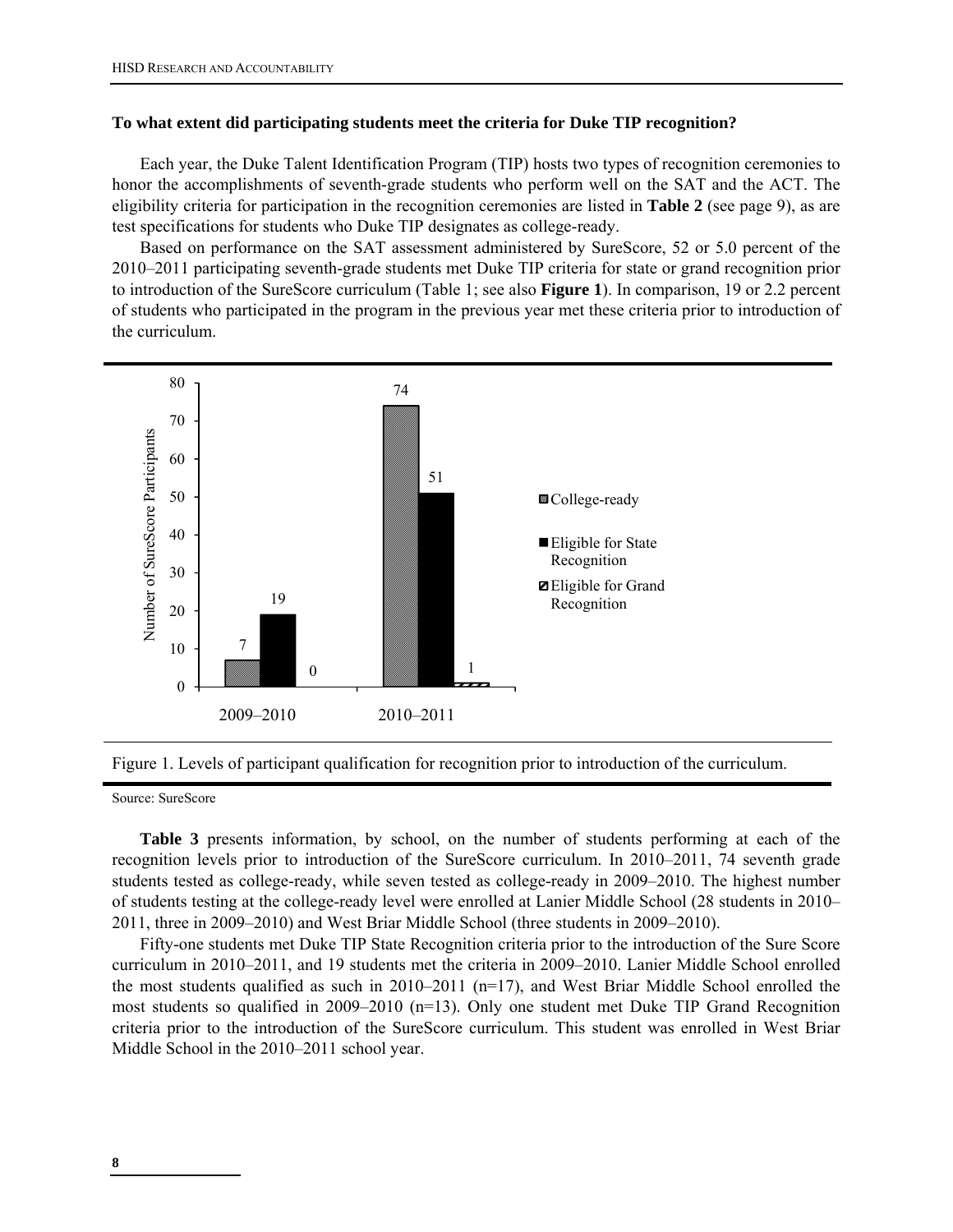### To what extent did participating students meet the criteria for Duke TIP recognition?

Each year, the Duke Talent Identification Program (TIP) hosts two types of recognition ceremonies to honor the accomplishments of seventh-grade students who perform well on the SAT and the ACT. The eligibility criteria for participation in the recognition ceremonies are listed in **Table 2** (see page 9), as are test specifications for students who Duke TIP designates as college-ready.

Based on performance on the SAT assessment administered by SureScore, 52 or 5.0 percent of the 2010–2011 participating seventh-grade students met Duke TIP criteria for state or grand recognition prior to introduction of the SureScore curriculum (Table 1; see also **Figure 1**). In comparison, 19 or 2.2 percent of students who participated in the program in the previous year met these criteria prior to introduction of the curriculum.

| | College-ready | Eligible for State Recognition | Eligible for Grand Recognition |
|---|---|---|---|
| 2009–2010 | 7 | 19 | 0 |
| 2010–2011 | 74 | 51 | 1 |

Figure 1. Levels of participant qualification for recognition prior to introduction of the curriculum.

Source: SureScore

**Table 3** presents information, by school, on the number of students performing at each of the recognition levels prior to introduction of the SureScore curriculum. In 2010–2011, 74 seventh grade students tested as college-ready, while seven tested as college-ready in 2009–2010. The highest number of students testing at the college-ready level were enrolled at Lanier Middle School (28 students in 2010–2011, three in 2009–2010) and West Briar Middle School (three students in 2009–2010).

Fifty-one students met Duke TIP State Recognition criteria prior to the introduction of the Sure Score curriculum in 2010–2011, and 19 students met the criteria in 2009–2010. Lanier Middle School enrolled the most students qualified as such in 2010–2011 (n=17), and West Briar Middle School enrolled the most students so qualified in 2009–2010 (n=13). Only one student met Duke TIP Grand Recognition criteria prior to the introduction of the SureScore curriculum. This student was enrolled in West Briar Middle School in the 2010–2011 school year.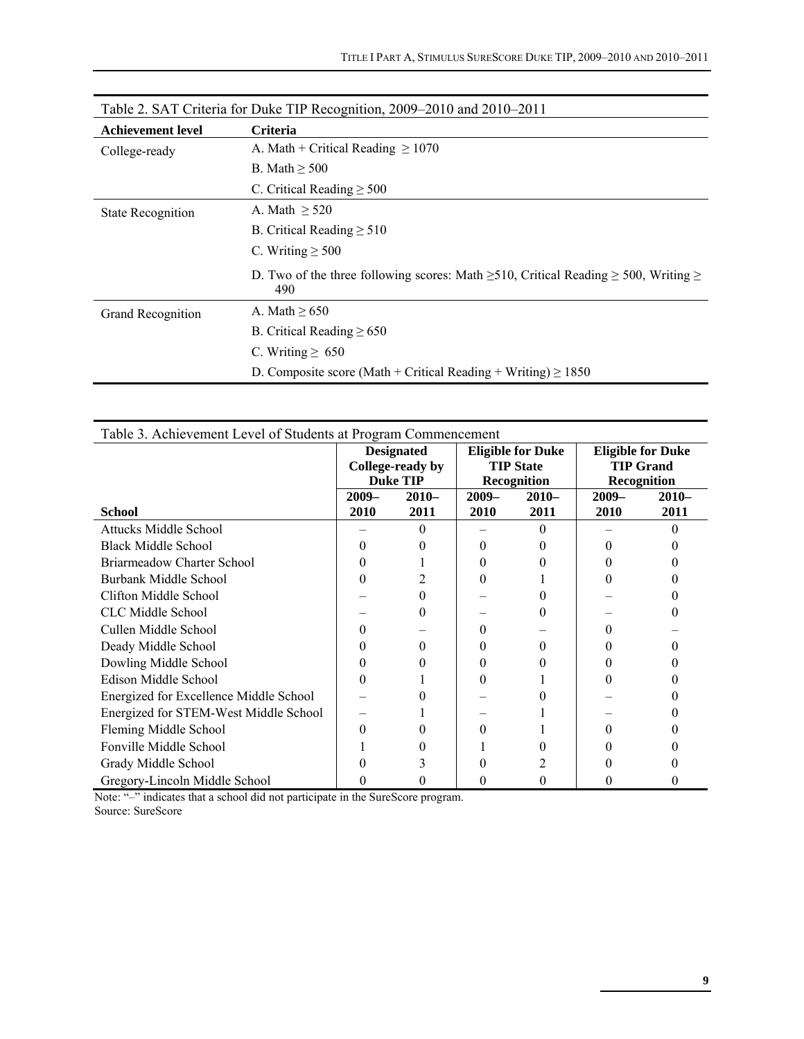Table 2. SAT Criteria for Duke TIP Recognition, 2009–2010 and 2010–2011

| Achievement level | Criteria |
|---|---|
| College-ready | A. Math + Critical Reading ≥ 1070 |
| | B. Math ≥ 500 |
| | C. Critical Reading ≥ 500 |
| State Recognition | A. Math ≥ 520 |
| | B. Critical Reading ≥ 510 |
| | C. Writing ≥ 500 |
| | D. Two of the three following scores: Math ≥510, Critical Reading ≥ 500, Writing ≥ 490 |
| Grand Recognition | A. Math ≥ 650 |
| | B. Critical Reading ≥ 650 |
| | C. Writing ≥ 650 |
| | D. Composite score (Math + Critical Reading + Writing) ≥ 1850 |

Table 3. Achievement Level of Students at Program Commencement

| | Designated College-ready by Duke TIP | | Eligible for Duke TIP State Recognition | | Eligible for Duke TIP Grand Recognition | |
|---|---|---|---|---|---|---|
| **School** | **2009–2010** | **2010–2011** | **2009–2010** | **2010–2011** | **2009–2010** | **2010–2011** |
| Attucks Middle School | – | 0 | – | 0 | – | 0 |
| Black Middle School | 0 | 0 | 0 | 0 | 0 | 0 |
| Briarmeadow Charter School | 0 | 1 | 0 | 0 | 0 | 0 |
| Burbank Middle School | 0 | 2 | 0 | 1 | 0 | 0 |
| Clifton Middle School | – | 0 | – | 0 | – | 0 |
| CLC Middle School | – | 0 | – | 0 | – | 0 |
| Cullen Middle School | 0 | – | 0 | – | 0 | – |
| Deady Middle School | 0 | 0 | 0 | 0 | 0 | 0 |
| Dowling Middle School | 0 | 0 | 0 | 0 | 0 | 0 |
| Edison Middle School | 0 | 1 | 0 | 1 | 0 | 0 |
| Energized for Excellence Middle School | – | 0 | – | 0 | – | 0 |
| Energized for STEM-West Middle School | – | 1 | – | 1 | – | 0 |
| Fleming Middle School | 0 | 0 | 0 | 1 | 0 | 0 |
| Fonville Middle School | 1 | 0 | 1 | 0 | 0 | 0 |
| Grady Middle School | 0 | 3 | 0 | 2 | 0 | 0 |
| Gregory-Lincoln Middle School | 0 | 0 | 0 | 0 | 0 | 0 |

Note: "–" indicates that a school did not participate in the SureScore program.
Source: SureScore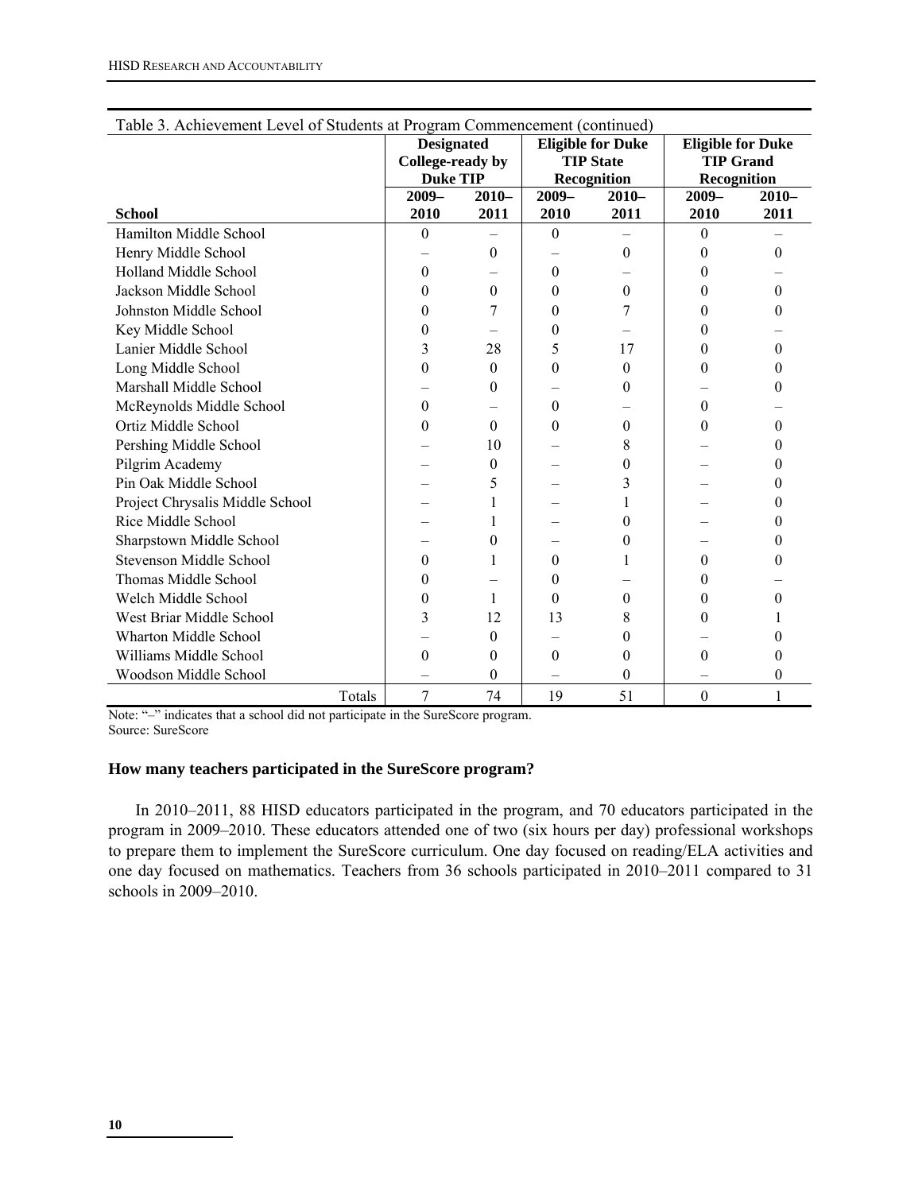Table 3. Achievement Level of Students at Program Commencement (continued)

| School | Designated College-ready by Duke TIP | | Eligible for Duke TIP State Recognition | | Eligible for Duke TIP Grand Recognition | |
|---|---|---|---|---|---|---|
| | 2009–2010 | 2010–2011 | 2009–2010 | 2010–2011 | 2009–2010 | 2010–2011 |
| Hamilton Middle School | 0 | – | 0 | – | 0 | – |
| Henry Middle School | – | 0 | – | 0 | 0 | 0 |
| Holland Middle School | 0 | – | 0 | – | 0 | – |
| Jackson Middle School | 0 | 0 | 0 | 0 | 0 | 0 |
| Johnston Middle School | 0 | 7 | 0 | 7 | 0 | 0 |
| Key Middle School | 0 | – | 0 | – | 0 | – |
| Lanier Middle School | 3 | 28 | 5 | 17 | 0 | 0 |
| Long Middle School | 0 | 0 | 0 | 0 | 0 | 0 |
| Marshall Middle School | – | 0 | – | 0 | – | 0 |
| McReynolds Middle School | 0 | – | 0 | – | 0 | – |
| Ortiz Middle School | 0 | 0 | 0 | 0 | 0 | 0 |
| Pershing Middle School | – | 10 | – | 8 | – | 0 |
| Pilgrim Academy | – | 0 | – | 0 | – | 0 |
| Pin Oak Middle School | – | 5 | – | 3 | – | 0 |
| Project Chrysalis Middle School | – | 1 | – | 1 | – | 0 |
| Rice Middle School | – | 1 | – | 0 | – | 0 |
| Sharpstown Middle School | – | 0 | – | 0 | – | 0 |
| Stevenson Middle School | 0 | 1 | 0 | 1 | 0 | 0 |
| Thomas Middle School | 0 | – | 0 | – | 0 | – |
| Welch Middle School | 0 | 1 | 0 | 0 | 0 | 0 |
| West Briar Middle School | 3 | 12 | 13 | 8 | 0 | 1 |
| Wharton Middle School | – | 0 | – | 0 | – | 0 |
| Williams Middle School | 0 | 0 | 0 | 0 | 0 | 0 |
| Woodson Middle School | – | 0 | – | 0 | – | 0 |
| Totals | 7 | 74 | 19 | 51 | 0 | 1 |

Note: "–" indicates that a school did not participate in the SureScore program.
Source: SureScore

### How many teachers participated in the SureScore program?

In 2010–2011, 88 HISD educators participated in the program, and 70 educators participated in the program in 2009–2010. These educators attended one of two (six hours per day) professional workshops to prepare them to implement the SureScore curriculum. One day focused on reading/ELA activities and one day focused on mathematics. Teachers from 36 schools participated in 2010–2011 compared to 31 schools in 2009–2010.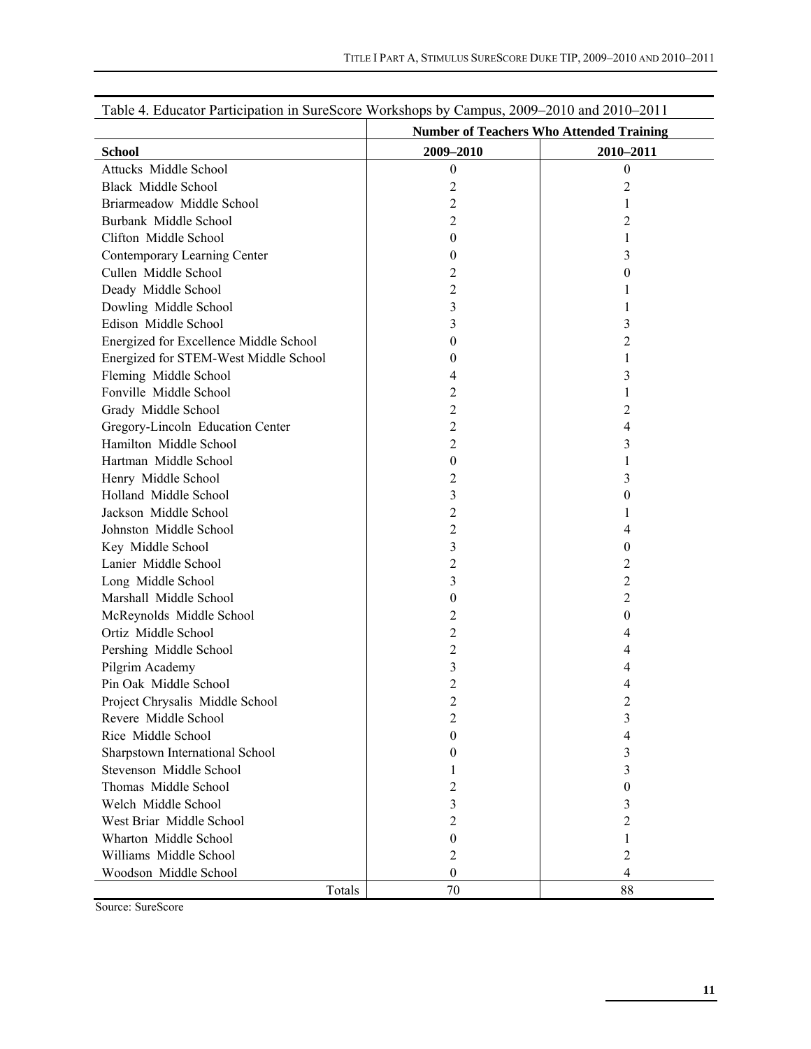Table 4. Educator Participation in SureScore Workshops by Campus, 2009–2010 and 2010–2011

| | Number of Teachers Who Attended Training | |
|---|---|---|
| **School** | **2009–2010** | **2010–2011** |
| Attucks Middle School | 0 | 0 |
| Black Middle School | 2 | 2 |
| Briarmeadow Middle School | 2 | 1 |
| Burbank Middle School | 2 | 2 |
| Clifton Middle School | 0 | 1 |
| Contemporary Learning Center | 0 | 3 |
| Cullen Middle School | 2 | 0 |
| Deady Middle School | 2 | 1 |
| Dowling Middle School | 3 | 1 |
| Edison Middle School | 3 | 3 |
| Energized for Excellence Middle School | 0 | 2 |
| Energized for STEM-West Middle School | 0 | 1 |
| Fleming Middle School | 4 | 3 |
| Fonville Middle School | 2 | 1 |
| Grady Middle School | 2 | 2 |
| Gregory-Lincoln Education Center | 2 | 4 |
| Hamilton Middle School | 2 | 3 |
| Hartman Middle School | 0 | 1 |
| Henry Middle School | 2 | 3 |
| Holland Middle School | 3 | 0 |
| Jackson Middle School | 2 | 1 |
| Johnston Middle School | 2 | 4 |
| Key Middle School | 3 | 0 |
| Lanier Middle School | 2 | 2 |
| Long Middle School | 3 | 2 |
| Marshall Middle School | 0 | 2 |
| McReynolds Middle School | 2 | 0 |
| Ortiz Middle School | 2 | 4 |
| Pershing Middle School | 2 | 4 |
| Pilgrim Academy | 3 | 4 |
| Pin Oak Middle School | 2 | 4 |
| Project Chrysalis Middle School | 2 | 2 |
| Revere Middle School | 2 | 3 |
| Rice Middle School | 0 | 4 |
| Sharpstown International School | 0 | 3 |
| Stevenson Middle School | 1 | 3 |
| Thomas Middle School | 2 | 0 |
| Welch Middle School | 3 | 3 |
| West Briar Middle School | 2 | 2 |
| Wharton Middle School | 0 | 1 |
| Williams Middle School | 2 | 2 |
| Woodson Middle School | 0 | 4 |
| Totals | 70 | 88 |

Source: SureScore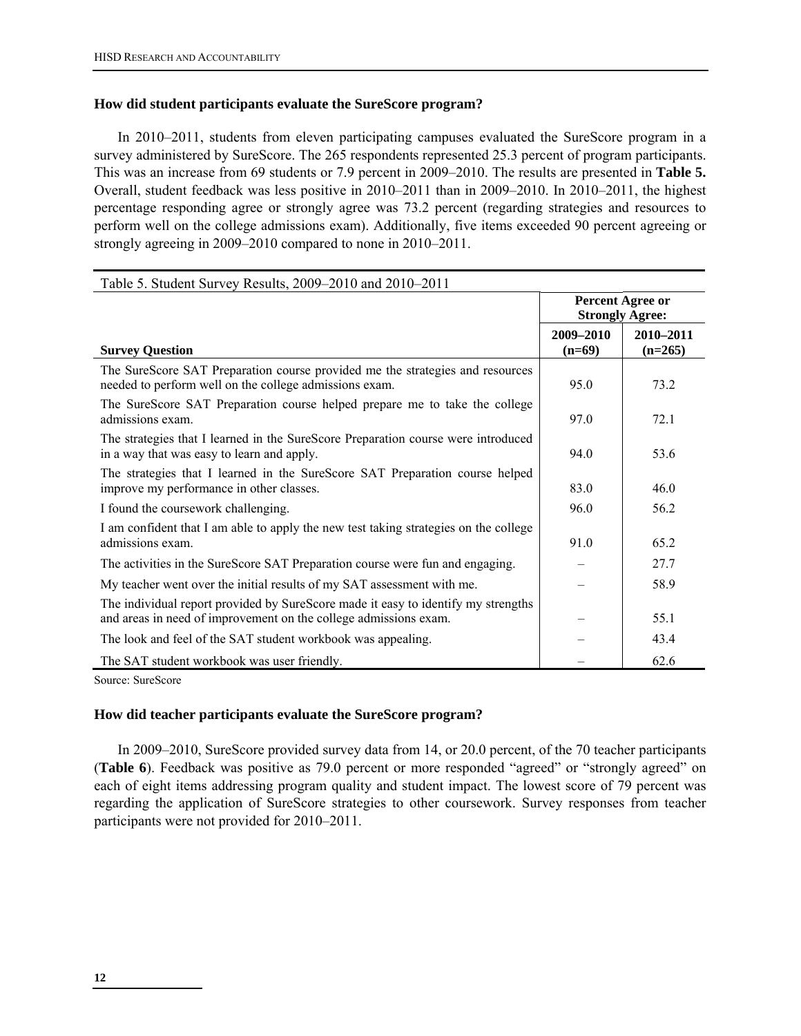### How did student participants evaluate the SureScore program?

In 2010–2011, students from eleven participating campuses evaluated the SureScore program in a survey administered by SureScore. The 265 respondents represented 25.3 percent of program participants. This was an increase from 69 students or 7.9 percent in 2009–2010. The results are presented in **Table 5.** Overall, student feedback was less positive in 2010–2011 than in 2009–2010. In 2010–2011, the highest percentage responding agree or strongly agree was 73.2 percent (regarding strategies and resources to perform well on the college admissions exam). Additionally, five items exceeded 90 percent agreeing or strongly agreeing in 2009–2010 compared to none in 2010–2011.

Table 5. Student Survey Results, 2009–2010 and 2010–2011

| | **Percent Agree or Strongly Agree:** | |
|---|---|---|
| **Survey Question** | **2009–2010 (n=69)** | **2010–2011 (n=265)** |
| The SureScore SAT Preparation course provided me the strategies and resources needed to perform well on the college admissions exam. | 95.0 | 73.2 |
| The SureScore SAT Preparation course helped prepare me to take the college admissions exam. | 97.0 | 72.1 |
| The strategies that I learned in the SureScore Preparation course were introduced in a way that was easy to learn and apply. | 94.0 | 53.6 |
| The strategies that I learned in the SureScore SAT Preparation course helped improve my performance in other classes. | 83.0 | 46.0 |
| I found the coursework challenging. | 96.0 | 56.2 |
| I am confident that I am able to apply the new test taking strategies on the college admissions exam. | 91.0 | 65.2 |
| The activities in the SureScore SAT Preparation course were fun and engaging. | – | 27.7 |
| My teacher went over the initial results of my SAT assessment with me. | – | 58.9 |
| The individual report provided by SureScore made it easy to identify my strengths and areas in need of improvement on the college admissions exam. | – | 55.1 |
| The look and feel of the SAT student workbook was appealing. | – | 43.4 |
| The SAT student workbook was user friendly. | – | 62.6 |

Source: SureScore

### How did teacher participants evaluate the SureScore program?

In 2009–2010, SureScore provided survey data from 14, or 20.0 percent, of the 70 teacher participants (**Table 6**). Feedback was positive as 79.0 percent or more responded "agreed" or "strongly agreed" on each of eight items addressing program quality and student impact. The lowest score of 79 percent was regarding the application of SureScore strategies to other coursework. Survey responses from teacher participants were not provided for 2010–2011.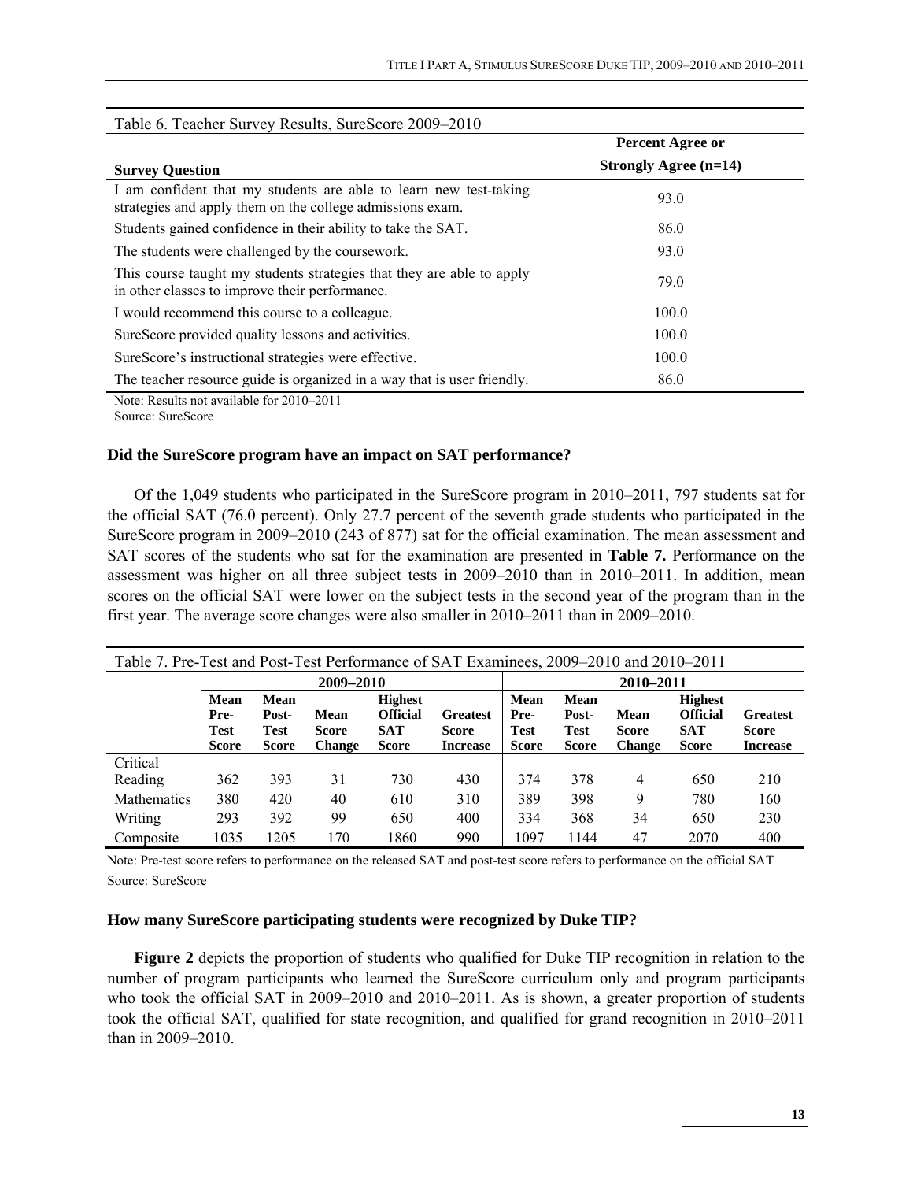Table 6. Teacher Survey Results, SureScore 2009–2010

| Survey Question | Percent Agree or Strongly Agree (n=14) |
|---|---|
| I am confident that my students are able to learn new test-taking strategies and apply them on the college admissions exam. | 93.0 |
| Students gained confidence in their ability to take the SAT. | 86.0 |
| The students were challenged by the coursework. | 93.0 |
| This course taught my students strategies that they are able to apply in other classes to improve their performance. | 79.0 |
| I would recommend this course to a colleague. | 100.0 |
| SureScore provided quality lessons and activities. | 100.0 |
| SureScore's instructional strategies were effective. | 100.0 |
| The teacher resource guide is organized in a way that is user friendly. | 86.0 |

Note: Results not available for 2010–2011
Source: SureScore

### Did the SureScore program have an impact on SAT performance?

Of the 1,049 students who participated in the SureScore program in 2010–2011, 797 students sat for the official SAT (76.0 percent). Only 27.7 percent of the seventh grade students who participated in the SureScore program in 2009–2010 (243 of 877) sat for the official examination. The mean assessment and SAT scores of the students who sat for the examination are presented in **Table 7.** Performance on the assessment was higher on all three subject tests in 2009–2010 than in 2010–2011. In addition, mean scores on the official SAT were lower on the subject tests in the second year of the program than in the first year. The average score changes were also smaller in 2010–2011 than in 2009–2010.

Table 7. Pre-Test and Post-Test Performance of SAT Examinees, 2009–2010 and 2010–2011

| | 2009–2010 | | | | | 2010–2011 | | | | |
|---|---|---|---|---|---|---|---|---|---|---|
| | Mean Pre-Test Score | Mean Post-Test Score | Mean Score Change | Highest Official SAT Score | Greatest Score Increase | Mean Pre-Test Score | Mean Post-Test Score | Mean Score Change | Highest Official SAT Score | Greatest Score Increase |
| Critical Reading | 362 | 393 | 31 | 730 | 430 | 374 | 378 | 4 | 650 | 210 |
| Mathematics | 380 | 420 | 40 | 610 | 310 | 389 | 398 | 9 | 780 | 160 |
| Writing | 293 | 392 | 99 | 650 | 400 | 334 | 368 | 34 | 650 | 230 |
| Composite | 1035 | 1205 | 170 | 1860 | 990 | 1097 | 1144 | 47 | 2070 | 400 |

Note: Pre-test score refers to performance on the released SAT and post-test score refers to performance on the official SAT
Source: SureScore

### How many SureScore participating students were recognized by Duke TIP?

**Figure 2** depicts the proportion of students who qualified for Duke TIP recognition in relation to the number of program participants who learned the SureScore curriculum only and program participants who took the official SAT in 2009–2010 and 2010–2011. As is shown, a greater proportion of students took the official SAT, qualified for state recognition, and qualified for grand recognition in 2010–2011 than in 2009–2010.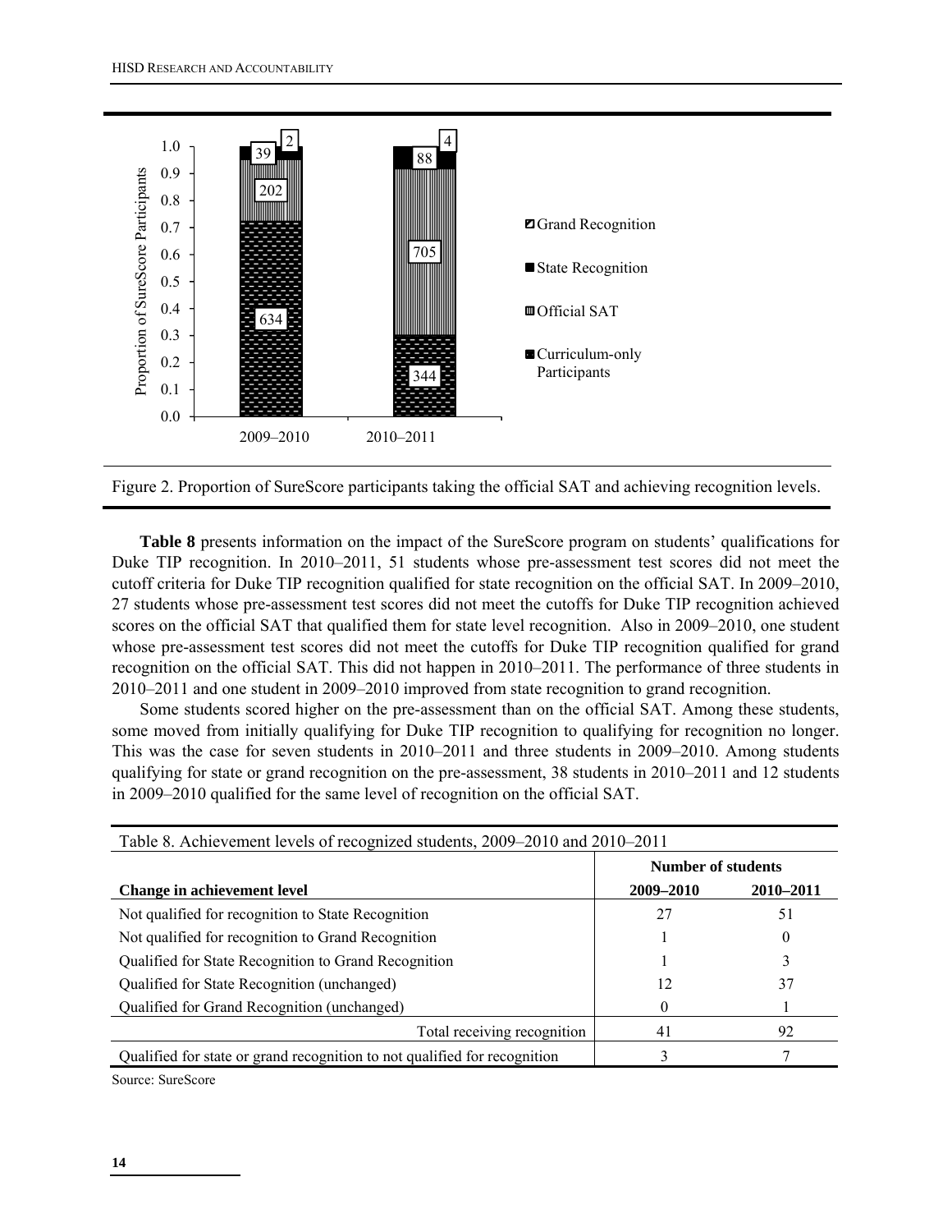Figure 2. Proportion of SureScore participants taking the official SAT and achieving recognition levels.

**Table 8** presents information on the impact of the SureScore program on students' qualifications for Duke TIP recognition. In 2010–2011, 51 students whose pre-assessment test scores did not meet the cutoff criteria for Duke TIP recognition qualified for state recognition on the official SAT. In 2009–2010, 27 students whose pre-assessment test scores did not meet the cutoffs for Duke TIP recognition achieved scores on the official SAT that qualified them for state level recognition. Also in 2009–2010, one student whose pre-assessment test scores did not meet the cutoffs for Duke TIP recognition qualified for grand recognition on the official SAT. This did not happen in 2010–2011. The performance of three students in 2010–2011 and one student in 2009–2010 improved from state recognition to grand recognition.

Some students scored higher on the pre-assessment than on the official SAT. Among these students, some moved from initially qualifying for Duke TIP recognition to qualifying for recognition no longer. This was the case for seven students in 2010–2011 and three students in 2009–2010. Among students qualifying for state or grand recognition on the pre-assessment, 38 students in 2010–2011 and 12 students in 2009–2010 qualified for the same level of recognition on the official SAT.

Table 8. Achievement levels of recognized students, 2009–2010 and 2010–2011

| | Number of students | |
|---|---|---|
| **Change in achievement level** | **2009–2010** | **2010–2011** |
| Not qualified for recognition to State Recognition | 27 | 51 |
| Not qualified for recognition to Grand Recognition | 1 | 0 |
| Qualified for State Recognition to Grand Recognition | 1 | 3 |
| Qualified for State Recognition (unchanged) | 12 | 37 |
| Qualified for Grand Recognition (unchanged) | 0 | 1 |
| Total receiving recognition | 41 | 92 |
| Qualified for state or grand recognition to not qualified for recognition | 3 | 7 |

Source: SureScore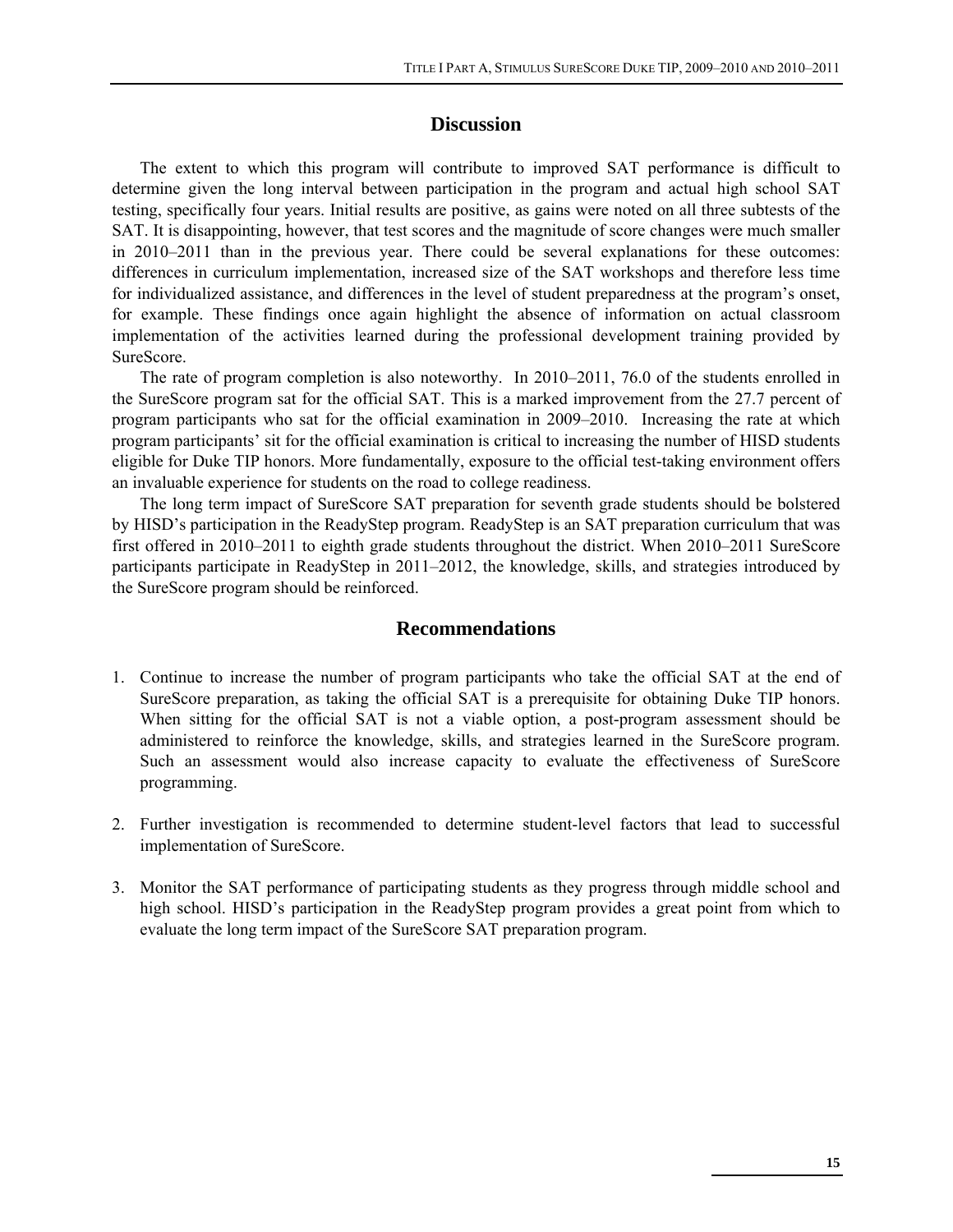## Discussion

The extent to which this program will contribute to improved SAT performance is difficult to determine given the long interval between participation in the program and actual high school SAT testing, specifically four years. Initial results are positive, as gains were noted on all three subtests of the SAT. It is disappointing, however, that test scores and the magnitude of score changes were much smaller in 2010–2011 than in the previous year. There could be several explanations for these outcomes: differences in curriculum implementation, increased size of the SAT workshops and therefore less time for individualized assistance, and differences in the level of student preparedness at the program's onset, for example. These findings once again highlight the absence of information on actual classroom implementation of the activities learned during the professional development training provided by SureScore.

The rate of program completion is also noteworthy. In 2010–2011, 76.0 of the students enrolled in the SureScore program sat for the official SAT. This is a marked improvement from the 27.7 percent of program participants who sat for the official examination in 2009–2010. Increasing the rate at which program participants' sit for the official examination is critical to increasing the number of HISD students eligible for Duke TIP honors. More fundamentally, exposure to the official test-taking environment offers an invaluable experience for students on the road to college readiness.

The long term impact of SureScore SAT preparation for seventh grade students should be bolstered by HISD's participation in the ReadyStep program. ReadyStep is an SAT preparation curriculum that was first offered in 2010–2011 to eighth grade students throughout the district. When 2010–2011 SureScore participants participate in ReadyStep in 2011–2012, the knowledge, skills, and strategies introduced by the SureScore program should be reinforced.

## Recommendations

1. Continue to increase the number of program participants who take the official SAT at the end of SureScore preparation, as taking the official SAT is a prerequisite for obtaining Duke TIP honors. When sitting for the official SAT is not a viable option, a post-program assessment should be administered to reinforce the knowledge, skills, and strategies learned in the SureScore program. Such an assessment would also increase capacity to evaluate the effectiveness of SureScore programming.

2. Further investigation is recommended to determine student-level factors that lead to successful implementation of SureScore.

3. Monitor the SAT performance of participating students as they progress through middle school and high school. HISD's participation in the ReadyStep program provides a great point from which to evaluate the long term impact of the SureScore SAT preparation program.